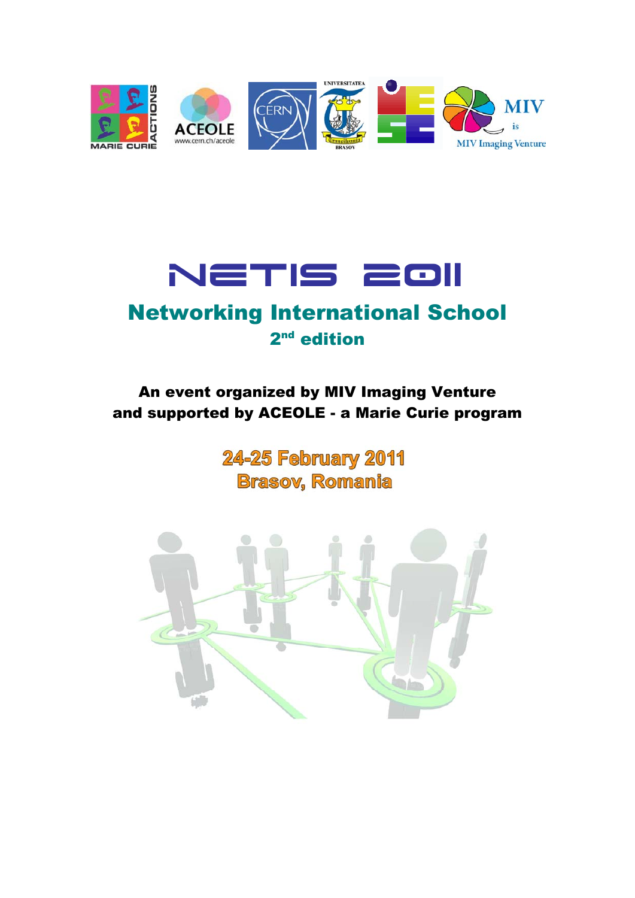# NETIS 2011

## Networking International School

### 2nd edition

**An event organized by MIV Imaging Venture**
**and supported by ACEOLE - a Marie Curie program**

**24-25 February 2011**
**Brasov, Romania**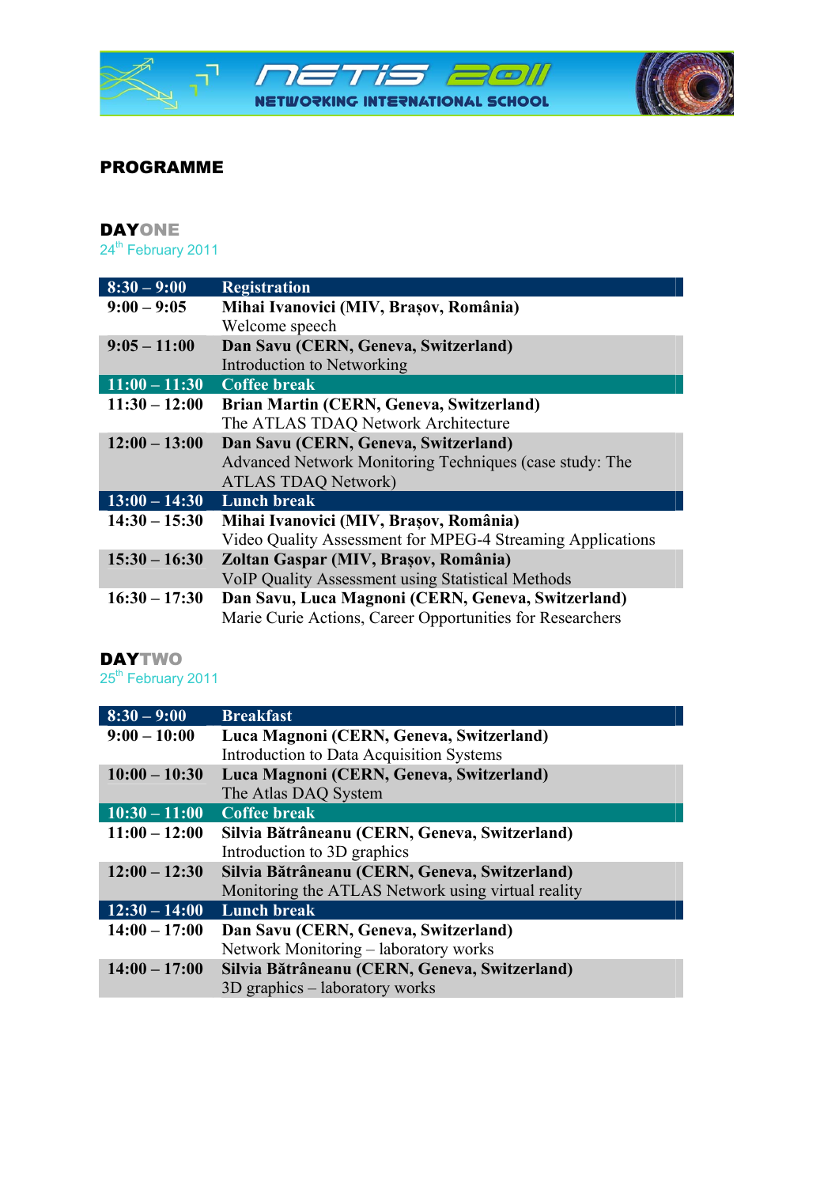# PROGRAMME

## DAYONE

24th February 2011

| | |
|---|---|
| **8:30 – 9:00** | **Registration** |
| **9:00 – 9:05** | **Mihai Ivanovici (MIV, Brașov, România)**<br>Welcome speech |
| **9:05 – 11:00** | **Dan Savu (CERN, Geneva, Switzerland)**<br>Introduction to Networking |
| **11:00 – 11:30** | **Coffee break** |
| **11:30 – 12:00** | **Brian Martin (CERN, Geneva, Switzerland)**<br>The ATLAS TDAQ Network Architecture |
| **12:00 – 13:00** | **Dan Savu (CERN, Geneva, Switzerland)**<br>Advanced Network Monitoring Techniques (case study: The ATLAS TDAQ Network) |
| **13:00 – 14:30** | **Lunch break** |
| **14:30 – 15:30** | **Mihai Ivanovici (MIV, Brașov, România)**<br>Video Quality Assessment for MPEG-4 Streaming Applications |
| **15:30 – 16:30** | **Zoltan Gaspar (MIV, Brașov, România)**<br>VoIP Quality Assessment using Statistical Methods |
| **16:30 – 17:30** | **Dan Savu, Luca Magnoni (CERN, Geneva, Switzerland)**<br>Marie Curie Actions, Career Opportunities for Researchers |

## DAYTWO

25th February 2011

| | |
|---|---|
| **8:30 – 9:00** | **Breakfast** |
| **9:00 – 10:00** | **Luca Magnoni (CERN, Geneva, Switzerland)**<br>Introduction to Data Acquisition Systems |
| **10:00 – 10:30** | **Luca Magnoni (CERN, Geneva, Switzerland)**<br>The Atlas DAQ System |
| **10:30 – 11:00** | **Coffee break** |
| **11:00 – 12:00** | **Silvia Bătrâneanu (CERN, Geneva, Switzerland)**<br>Introduction to 3D graphics |
| **12:00 – 12:30** | **Silvia Bătrâneanu (CERN, Geneva, Switzerland)**<br>Monitoring the ATLAS Network using virtual reality |
| **12:30 – 14:00** | **Lunch break** |
| **14:00 – 17:00** | **Dan Savu (CERN, Geneva, Switzerland)**<br>Network Monitoring – laboratory works |
| **14:00 – 17:00** | **Silvia Bătrâneanu (CERN, Geneva, Switzerland)**<br>3D graphics – laboratory works |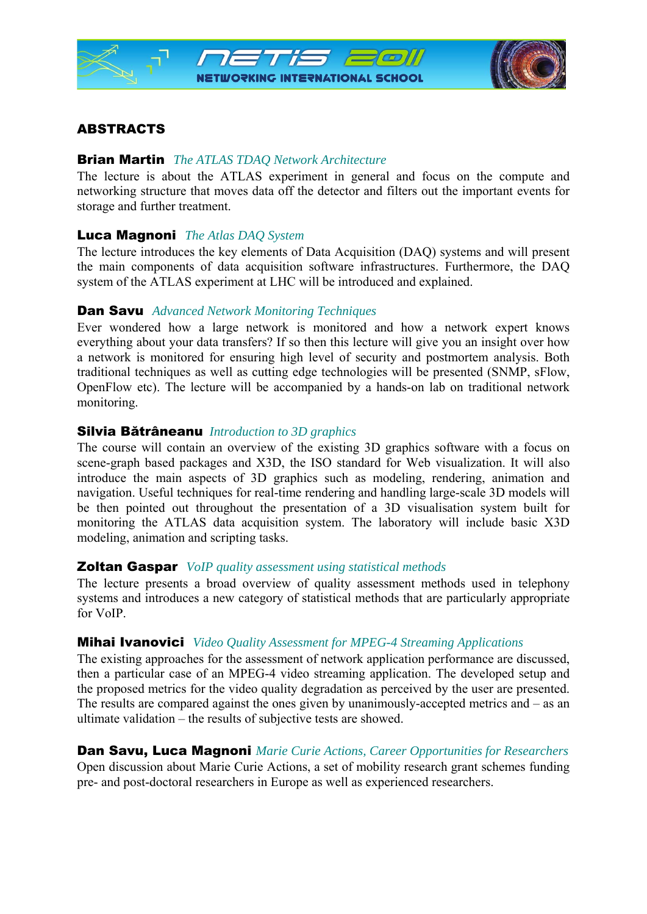## ABSTRACTS

**Brian Martin** *The ATLAS TDAQ Network Architecture*

The lecture is about the ATLAS experiment in general and focus on the compute and networking structure that moves data off the detector and filters out the important events for storage and further treatment.

**Luca Magnoni** *The Atlas DAQ System*

The lecture introduces the key elements of Data Acquisition (DAQ) systems and will present the main components of data acquisition software infrastructures. Furthermore, the DAQ system of the ATLAS experiment at LHC will be introduced and explained.

**Dan Savu** *Advanced Network Monitoring Techniques*

Ever wondered how a large network is monitored and how a network expert knows everything about your data transfers? If so then this lecture will give you an insight over how a network is monitored for ensuring high level of security and postmortem analysis. Both traditional techniques as well as cutting edge technologies will be presented (SNMP, sFlow, OpenFlow etc). The lecture will be accompanied by a hands-on lab on traditional network monitoring.

**Silvia Bătrâneanu** *Introduction to 3D graphics*

The course will contain an overview of the existing 3D graphics software with a focus on scene-graph based packages and X3D, the ISO standard for Web visualization. It will also introduce the main aspects of 3D graphics such as modeling, rendering, animation and navigation. Useful techniques for real-time rendering and handling large-scale 3D models will be then pointed out throughout the presentation of a 3D visualisation system built for monitoring the ATLAS data acquisition system. The laboratory will include basic X3D modeling, animation and scripting tasks.

**Zoltan Gaspar** *VoIP quality assessment using statistical methods*

The lecture presents a broad overview of quality assessment methods used in telephony systems and introduces a new category of statistical methods that are particularly appropriate for VoIP.

**Mihai Ivanovici** *Video Quality Assessment for MPEG-4 Streaming Applications*

The existing approaches for the assessment of network application performance are discussed, then a particular case of an MPEG-4 video streaming application. The developed setup and the proposed metrics for the video quality degradation as perceived by the user are presented. The results are compared against the ones given by unanimously-accepted metrics and – as an ultimate validation – the results of subjective tests are showed.

**Dan Savu, Luca Magnoni** *Marie Curie Actions, Career Opportunities for Researchers*

Open discussion about Marie Curie Actions, a set of mobility research grant schemes funding pre- and post-doctoral researchers in Europe as well as experienced researchers.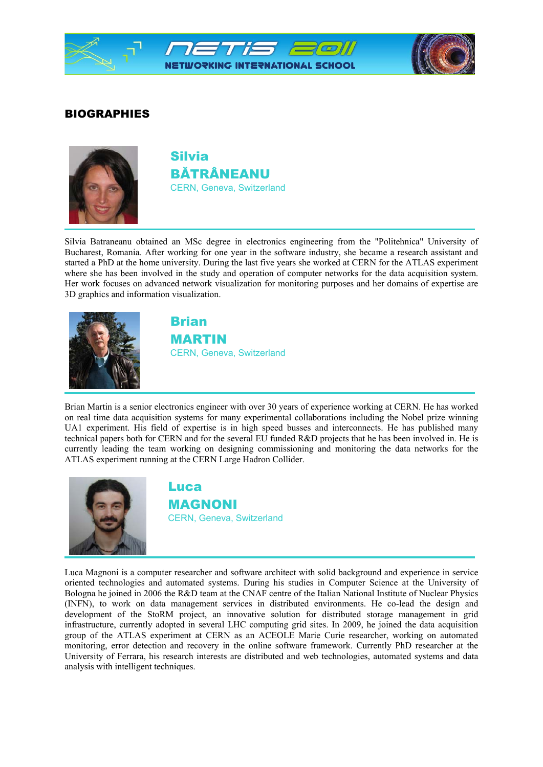## BIOGRAPHIES

### Silvia BĂTRÂNEANU
CERN, Geneva, Switzerland

Silvia Batraneanu obtained an MSc degree in electronics engineering from the "Politehnica" University of Bucharest, Romania. After working for one year in the software industry, she became a research assistant and started a PhD at the home university. During the last five years she worked at CERN for the ATLAS experiment where she has been involved in the study and operation of computer networks for the data acquisition system. Her work focuses on advanced network visualization for monitoring purposes and her domains of expertise are 3D graphics and information visualization.

### Brian MARTIN
CERN, Geneva, Switzerland

Brian Martin is a senior electronics engineer with over 30 years of experience working at CERN. He has worked on real time data acquisition systems for many experimental collaborations including the Nobel prize winning UA1 experiment. His field of expertise is in high speed busses and interconnects. He has published many technical papers both for CERN and for the several EU funded R&D projects that he has been involved in. He is currently leading the team working on designing commissioning and monitoring the data networks for the ATLAS experiment running at the CERN Large Hadron Collider.

### Luca MAGNONI
CERN, Geneva, Switzerland

Luca Magnoni is a computer researcher and software architect with solid background and experience in service oriented technologies and automated systems. During his studies in Computer Science at the University of Bologna he joined in 2006 the R&D team at the CNAF centre of the Italian National Institute of Nuclear Physics (INFN), to work on data management services in distributed environments. He co-lead the design and development of the StoRM project, an innovative solution for distributed storage management in grid infrastructure, currently adopted in several LHC computing grid sites. In 2009, he joined the data acquisition group of the ATLAS experiment at CERN as an ACEOLE Marie Curie researcher, working on automated monitoring, error detection and recovery in the online software framework. Currently PhD researcher at the University of Ferrara, his research interests are distributed and web technologies, automated systems and data analysis with intelligent techniques.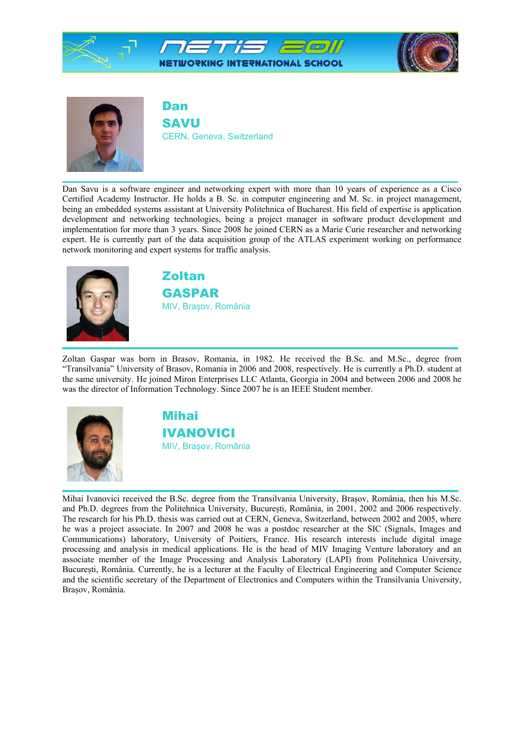## Dan SAVU

CERN, Geneva, Switzerland

Dan Savu is a software engineer and networking expert with more than 10 years of experience as a Cisco Certified Academy Instructor. He holds a B. Sc. in computer engineering and M. Sc. in project management, being an embedded systems assistant at University Politehnica of Bucharest. His field of expertise is application development and networking technologies, being a project manager in software product development and implementation for more than 3 years. Since 2008 he joined CERN as a Marie Curie researcher and networking expert. He is currently part of the data acquisition group of the ATLAS experiment working on performance network monitoring and expert systems for traffic analysis.

## Zoltan GASPAR

MIV, Brașov, România

Zoltan Gaspar was born in Brasov, Romania, in 1982. He received the B.Sc. and M.Sc., degree from "Transilvania" University of Brasov, Romania in 2006 and 2008, respectively. He is currently a Ph.D. student at the same university. He joined Miron Enterprises LLC Atlanta, Georgia in 2004 and between 2006 and 2008 he was the director of Information Technology. Since 2007 he is an IEEE Student member.

## Mihai IVANOVICI

MIV, Brașov, România

Mihai Ivanovici received the B.Sc. degree from the Transilvania University, Brașov, România, then his M.Sc. and Ph.D. degrees from the Politehnica University, București, România, in 2001, 2002 and 2006 respectively. The research for his Ph.D. thesis was carried out at CERN, Geneva, Switzerland, between 2002 and 2005, where he was a project associate. In 2007 and 2008 he was a postdoc researcher at the SIC (Signals, Images and Communications) laboratory, University of Poitiers, France. His research interests include digital image processing and analysis in medical applications. He is the head of MIV Imaging Venture laboratory and an associate member of the Image Processing and Analysis Laboratory (LAPI) from Politehnica University, București, România. Currently, he is a lecturer at the Faculty of Electrical Engineering and Computer Science and the scientific secretary of the Department of Electronics and Computers within the Transilvania University, Brașov, România.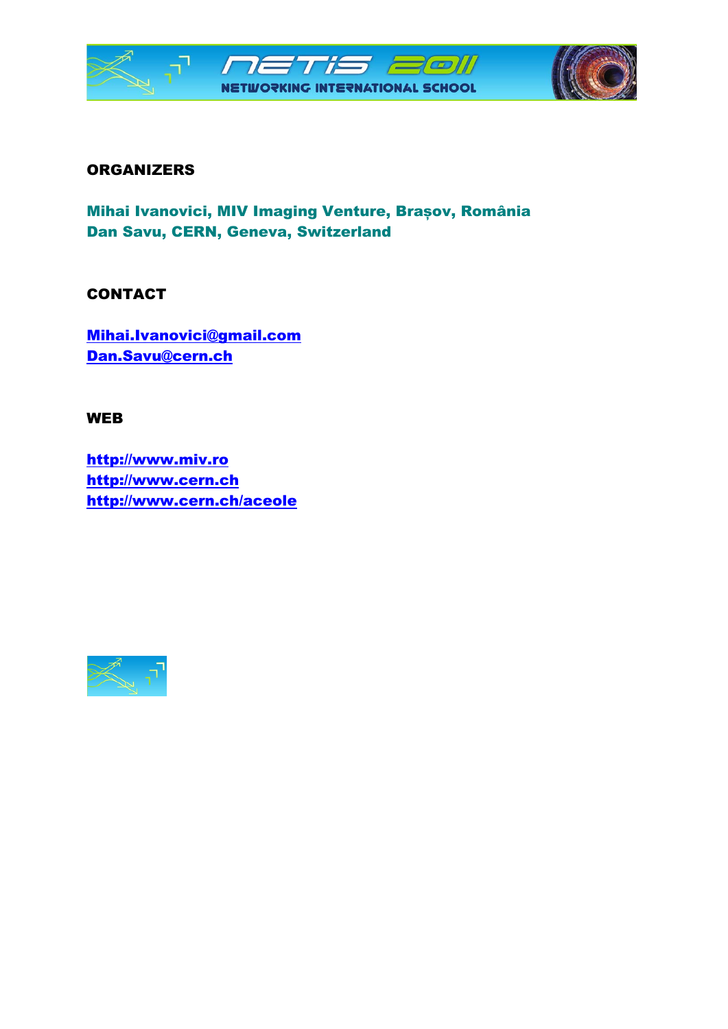## ORGANIZERS

**Mihai Ivanovici, MIV Imaging Venture, Brașov, România**
**Dan Savu, CERN, Geneva, Switzerland**

## CONTACT

**Mihai.Ivanovici@gmail.com**
**Dan.Savu@cern.ch**

## WEB

**http://www.miv.ro**
**http://www.cern.ch**
**http://www.cern.ch/aceole**